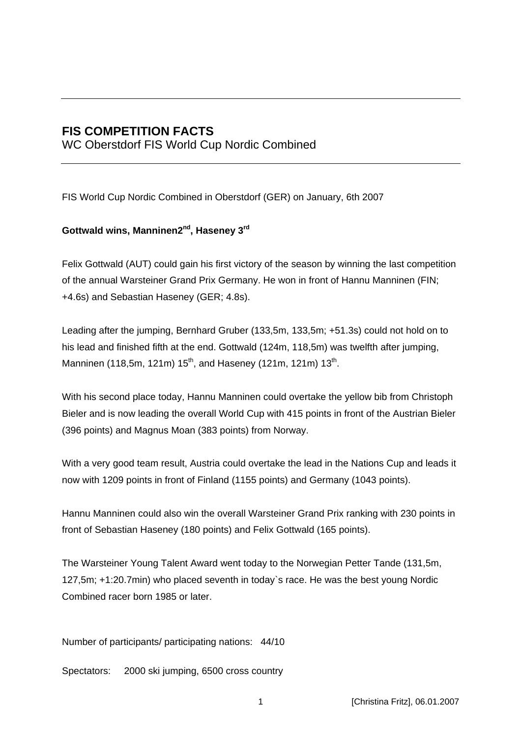# FIS COMPETITION FACTS

WC Oberstdorf FIS World Cup Nordic Combined

---

FIS World Cup Nordic Combined in Oberstdorf (GER) on January, 6th 2007

**Gottwald wins, Manninen2nd, Haseney 3rd**

Felix Gottwald (AUT) could gain his first victory of the season by winning the last competition of the annual Warsteiner Grand Prix Germany. He won in front of Hannu Manninen (FIN; +4.6s) and Sebastian Haseney (GER; 4.8s).

Leading after the jumping, Bernhard Gruber (133,5m, 133,5m; +51.3s) could not hold on to his lead and finished fifth at the end. Gottwald (124m, 118,5m) was twelfth after jumping, Manninen (118,5m, 121m) 15th, and Haseney (121m, 121m) 13th.

With his second place today, Hannu Manninen could overtake the yellow bib from Christoph Bieler and is now leading the overall World Cup with 415 points in front of the Austrian Bieler (396 points) and Magnus Moan (383 points) from Norway.

With a very good team result, Austria could overtake the lead in the Nations Cup and leads it now with 1209 points in front of Finland (1155 points) and Germany (1043 points).

Hannu Manninen could also win the overall Warsteiner Grand Prix ranking with 230 points in front of Sebastian Haseney (180 points) and Felix Gottwald (165 points).

The Warsteiner Young Talent Award went today to the Norwegian Petter Tande (131,5m, 127,5m; +1:20.7min) who placed seventh in today`s race. He was the best young Nordic Combined racer born 1985 or later.

Number of participants/ participating nations: 44/10

Spectators: 2000 ski jumping, 6500 cross country

[Christina Fritz], 06.01.2007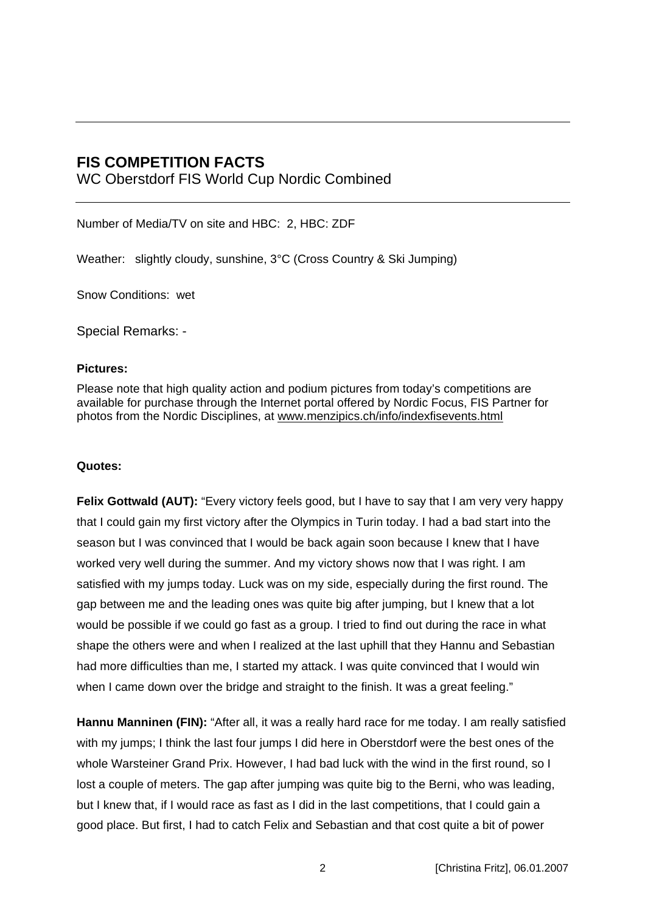## FIS COMPETITION FACTS

WC Oberstdorf FIS World Cup Nordic Combined

Number of Media/TV on site and HBC: 2, HBC: ZDF

Weather: slightly cloudy, sunshine, 3°C (Cross Country & Ski Jumping)

Snow Conditions: wet

Special Remarks: -

**Pictures:**

Please note that high quality action and podium pictures from today's competitions are available for purchase through the Internet portal offered by Nordic Focus, FIS Partner for photos from the Nordic Disciplines, at www.menzipics.ch/info/indexfisevents.html

**Quotes:**

**Felix Gottwald (AUT):** "Every victory feels good, but I have to say that I am very very happy that I could gain my first victory after the Olympics in Turin today. I had a bad start into the season but I was convinced that I would be back again soon because I knew that I have worked very well during the summer. And my victory shows now that I was right. I am satisfied with my jumps today. Luck was on my side, especially during the first round. The gap between me and the leading ones was quite big after jumping, but I knew that a lot would be possible if we could go fast as a group. I tried to find out during the race in what shape the others were and when I realized at the last uphill that they Hannu and Sebastian had more difficulties than me, I started my attack. I was quite convinced that I would win when I came down over the bridge and straight to the finish. It was a great feeling."

**Hannu Manninen (FIN):** "After all, it was a really hard race for me today. I am really satisfied with my jumps; I think the last four jumps I did here in Oberstdorf were the best ones of the whole Warsteiner Grand Prix. However, I had bad luck with the wind in the first round, so I lost a couple of meters. The gap after jumping was quite big to the Berni, who was leading, but I knew that, if I would race as fast as I did in the last competitions, that I could gain a good place. But first, I had to catch Felix and Sebastian and that cost quite a bit of power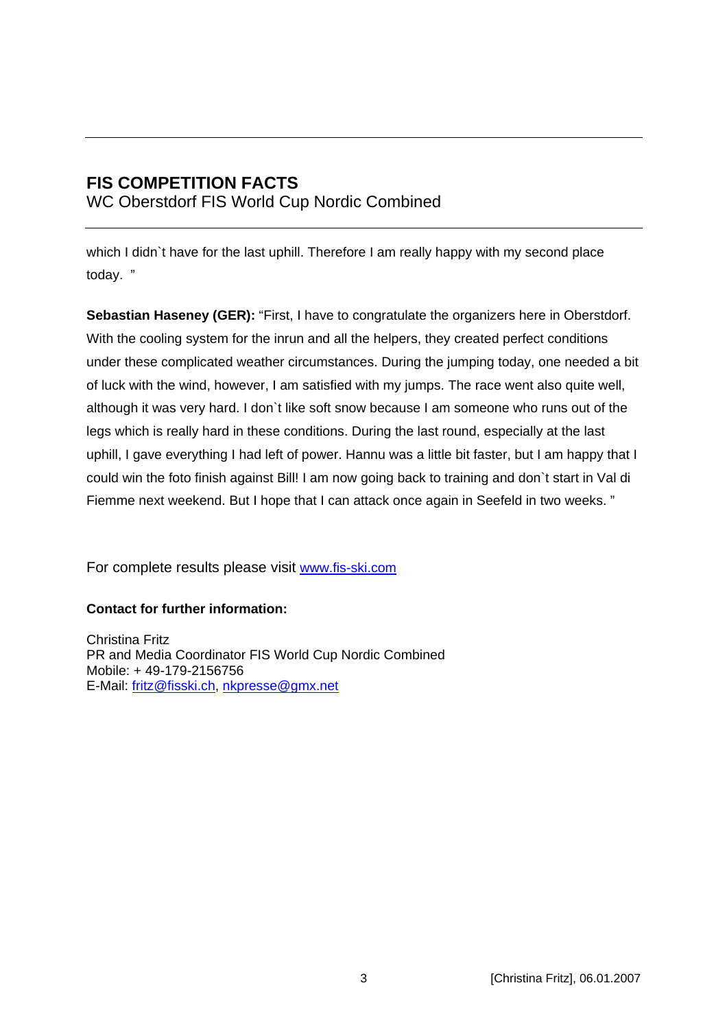which I didn`t have for the last uphill. Therefore I am really happy with my second place today. "

**Sebastian Haseney (GER):** "First, I have to congratulate the organizers here in Oberstdorf. With the cooling system for the inrun and all the helpers, they created perfect conditions under these complicated weather circumstances. During the jumping today, one needed a bit of luck with the wind, however, I am satisfied with my jumps. The race went also quite well, although it was very hard. I don`t like soft snow because I am someone who runs out of the legs which is really hard in these conditions. During the last round, especially at the last uphill, I gave everything I had left of power. Hannu was a little bit faster, but I am happy that I could win the foto finish against Bill! I am now going back to training and don`t start in Val di Fiemme next weekend. But I hope that I can attack once again in Seefeld in two weeks. "

For complete results please visit www.fis-ski.com

**Contact for further information:**

Christina Fritz
PR and Media Coordinator FIS World Cup Nordic Combined
Mobile: + 49-179-2156756
E-Mail: fritz@fisski.ch, nkpresse@gmx.net